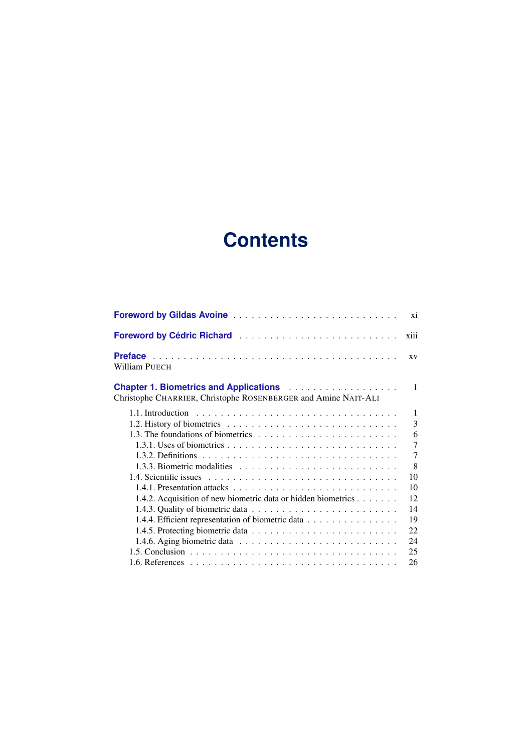# Contents

**Foreword by Gildas Avoine** . . . . . . . . . . . . . . . . . . . . . . . . . . xi

**Foreword by Cédric Richard** . . . . . . . . . . . . . . . . . . . . . . . . . xiii

**Preface** . . . . . . . . . . . . . . . . . . . . . . . . . . . . . . . . . . . . . . xv
William PUECH

**Chapter 1. Biometrics and Applications** . . . . . . . . . . . . . . . . . . 1
Christophe CHARRIER, Christophe ROSENBERGER and Amine NAIT-ALI

- 1.1. Introduction . . . . . . . . . . . . . . . . . . . . . . . . . . . . . . . . 1
- 1.2. History of biometrics . . . . . . . . . . . . . . . . . . . . . . . . . . 3
- 1.3. The foundations of biometrics . . . . . . . . . . . . . . . . . . . . . 6
  - 1.3.1. Uses of biometrics . . . . . . . . . . . . . . . . . . . . . . . . 7
  - 1.3.2. Definitions . . . . . . . . . . . . . . . . . . . . . . . . . . . . 7
  - 1.3.3. Biometric modalities . . . . . . . . . . . . . . . . . . . . . . . 8
- 1.4. Scientific issues . . . . . . . . . . . . . . . . . . . . . . . . . . . . 10
  - 1.4.1. Presentation attacks . . . . . . . . . . . . . . . . . . . . . . . 10
  - 1.4.2. Acquisition of new biometric data or hidden biometrics . . . . . . . 12
  - 1.4.3. Quality of biometric data . . . . . . . . . . . . . . . . . . . . . 14
  - 1.4.4. Efficient representation of biometric data . . . . . . . . . . . . . 19
  - 1.4.5. Protecting biometric data . . . . . . . . . . . . . . . . . . . . . 22
  - 1.4.6. Aging biometric data . . . . . . . . . . . . . . . . . . . . . . . 24
- 1.5. Conclusion . . . . . . . . . . . . . . . . . . . . . . . . . . . . . . . 25
- 1.6. References . . . . . . . . . . . . . . . . . . . . . . . . . . . . . . . 26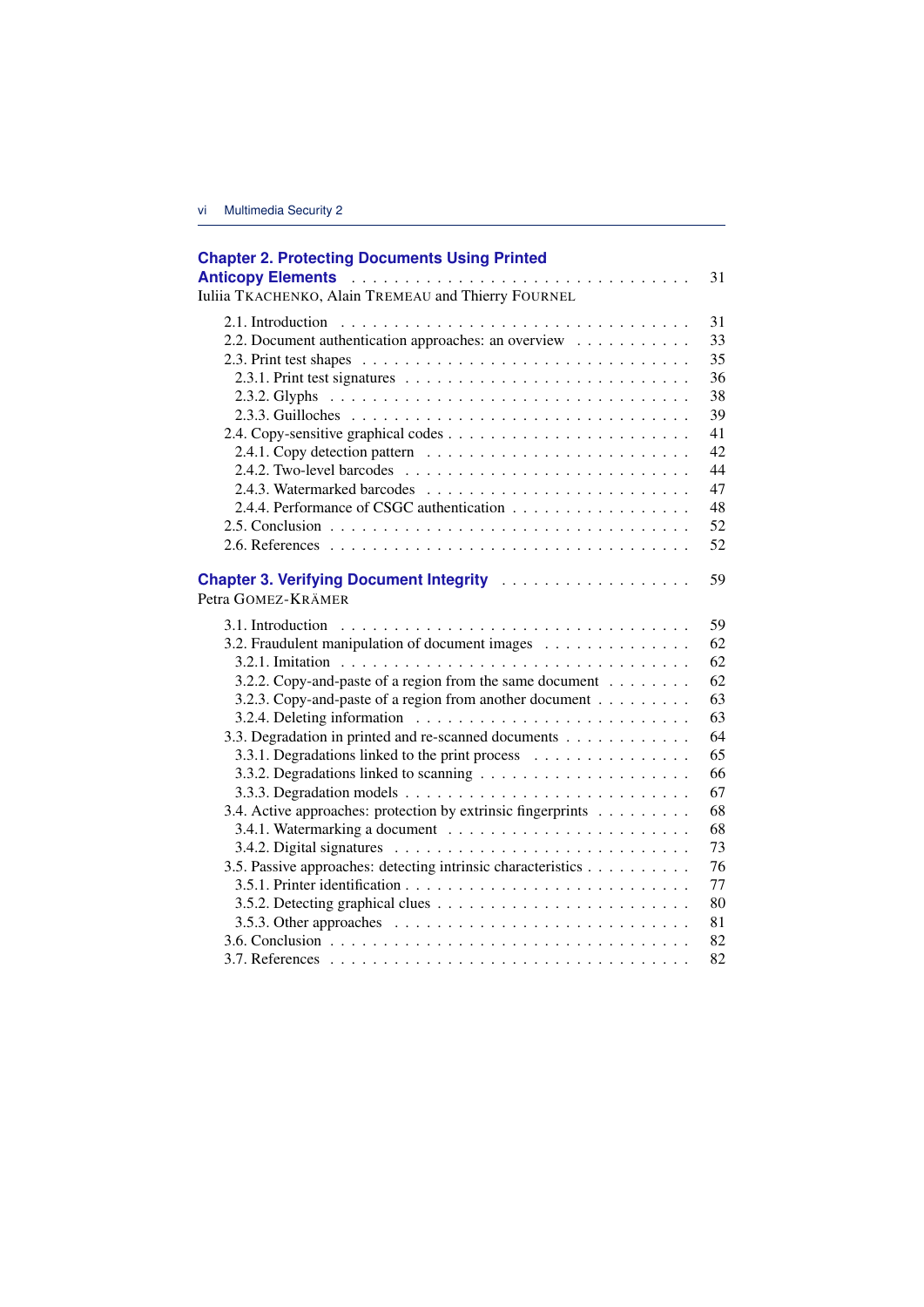**Chapter 2. Protecting Documents Using Printed Anticopy Elements** . . . . . . . . . . 31

Iuliia TKACHENKO, Alain TREMEAU and Thierry FOURNEL

- 2.1. Introduction . . . . . . . . . . 31
- 2.2. Document authentication approaches: an overview . . . . . . . . . . 33
- 2.3. Print test shapes . . . . . . . . . . 35
  - 2.3.1. Print test signatures . . . . . . . . . . 36
  - 2.3.2. Glyphs . . . . . . . . . . 38
  - 2.3.3. Guilloches . . . . . . . . . . 39
- 2.4. Copy-sensitive graphical codes . . . . . . . . . . 41
  - 2.4.1. Copy detection pattern . . . . . . . . . . 42
  - 2.4.2. Two-level barcodes . . . . . . . . . . 44
  - 2.4.3. Watermarked barcodes . . . . . . . . . . 47
  - 2.4.4. Performance of CSGC authentication . . . . . . . . . . 48
- 2.5. Conclusion . . . . . . . . . . 52
- 2.6. References . . . . . . . . . . 52

**Chapter 3. Verifying Document Integrity** . . . . . . . . . . 59

Petra GOMEZ-KRÄMER

- 3.1. Introduction . . . . . . . . . . 59
- 3.2. Fraudulent manipulation of document images . . . . . . . . . . 62
  - 3.2.1. Imitation . . . . . . . . . . 62
  - 3.2.2. Copy-and-paste of a region from the same document . . . . . . . . . . 62
  - 3.2.3. Copy-and-paste of a region from another document . . . . . . . . . . 63
  - 3.2.4. Deleting information . . . . . . . . . . 63
- 3.3. Degradation in printed and re-scanned documents . . . . . . . . . . 64
  - 3.3.1. Degradations linked to the print process . . . . . . . . . . 65
  - 3.3.2. Degradations linked to scanning . . . . . . . . . . 66
  - 3.3.3. Degradation models . . . . . . . . . . 67
- 3.4. Active approaches: protection by extrinsic fingerprints . . . . . . . . . . 68
  - 3.4.1. Watermarking a document . . . . . . . . . . 68
  - 3.4.2. Digital signatures . . . . . . . . . . 73
- 3.5. Passive approaches: detecting intrinsic characteristics . . . . . . . . . . 76
  - 3.5.1. Printer identification . . . . . . . . . . 77
  - 3.5.2. Detecting graphical clues . . . . . . . . . . 80
  - 3.5.3. Other approaches . . . . . . . . . . 81
- 3.6. Conclusion . . . . . . . . . . 82
- 3.7. References . . . . . . . . . . 82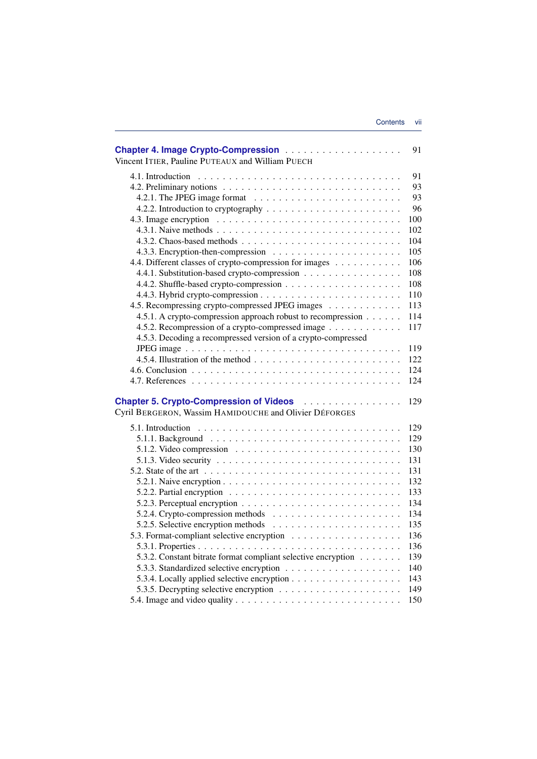**Chapter 4. Image Crypto-Compression** . . . . . . . . . . . . . . . . . . . 91
Vincent ITIER, Pauline PUTEAUX and William PUECH

4.1. Introduction . . . . . . . . . . . . . . . . . . . . . . . . . . . . . . 91
4.2. Preliminary notions . . . . . . . . . . . . . . . . . . . . . . . . . . . 93
4.2.1. The JPEG image format . . . . . . . . . . . . . . . . . . . . . . . 93
4.2.2. Introduction to cryptography . . . . . . . . . . . . . . . . . . . . 96
4.3. Image encryption . . . . . . . . . . . . . . . . . . . . . . . . . . . 100
4.3.1. Naive methods . . . . . . . . . . . . . . . . . . . . . . . . . . . 102
4.3.2. Chaos-based methods . . . . . . . . . . . . . . . . . . . . . . . . 104
4.3.3. Encryption-then-compression . . . . . . . . . . . . . . . . . . . 105
4.4. Different classes of crypto-compression for images . . . . . . . . . . 106
4.4.1. Substitution-based crypto-compression . . . . . . . . . . . . . . . 108
4.4.2. Shuffle-based crypto-compression . . . . . . . . . . . . . . . . . . 108
4.4.3. Hybrid crypto-compression . . . . . . . . . . . . . . . . . . . . . 110
4.5. Recompressing crypto-compressed JPEG images . . . . . . . . . . . 113
4.5.1. A crypto-compression approach robust to recompression . . . . . . 114
4.5.2. Recompression of a crypto-compressed image . . . . . . . . . . . . 117
4.5.3. Decoding a recompressed version of a crypto-compressed JPEG image . . . . . . . . . . . . . . . . . . . . . . . . . . . . . . . . 119
4.5.4. Illustration of the method . . . . . . . . . . . . . . . . . . . . . . 122
4.6. Conclusion . . . . . . . . . . . . . . . . . . . . . . . . . . . . . . . 124
4.7. References . . . . . . . . . . . . . . . . . . . . . . . . . . . . . . . 124

**Chapter 5. Crypto-Compression of Videos** . . . . . . . . . . . . . . . . 129
Cyril BERGERON, Wassim HAMIDOUCHE and Olivier DÉFORGES

5.1. Introduction . . . . . . . . . . . . . . . . . . . . . . . . . . . . . . 129
5.1.1. Background . . . . . . . . . . . . . . . . . . . . . . . . . . . . . 129
5.1.2. Video compression . . . . . . . . . . . . . . . . . . . . . . . . . 130
5.1.3. Video security . . . . . . . . . . . . . . . . . . . . . . . . . . . . 131
5.2. State of the art . . . . . . . . . . . . . . . . . . . . . . . . . . . . . 131
5.2.1. Naive encryption . . . . . . . . . . . . . . . . . . . . . . . . . . 132
5.2.2. Partial encryption . . . . . . . . . . . . . . . . . . . . . . . . . . 133
5.2.3. Perceptual encryption . . . . . . . . . . . . . . . . . . . . . . . . 134
5.2.4. Crypto-compression methods . . . . . . . . . . . . . . . . . . . . 134
5.2.5. Selective encryption methods . . . . . . . . . . . . . . . . . . . . 135
5.3. Format-compliant selective encryption . . . . . . . . . . . . . . . . . 136
5.3.1. Properties . . . . . . . . . . . . . . . . . . . . . . . . . . . . . . 136
5.3.2. Constant bitrate format compliant selective encryption . . . . . . . 139
5.3.3. Standardized selective encryption . . . . . . . . . . . . . . . . . . 140
5.3.4. Locally applied selective encryption . . . . . . . . . . . . . . . . . 143
5.3.5. Decrypting selective encryption . . . . . . . . . . . . . . . . . . . 149
5.4. Image and video quality . . . . . . . . . . . . . . . . . . . . . . . . 150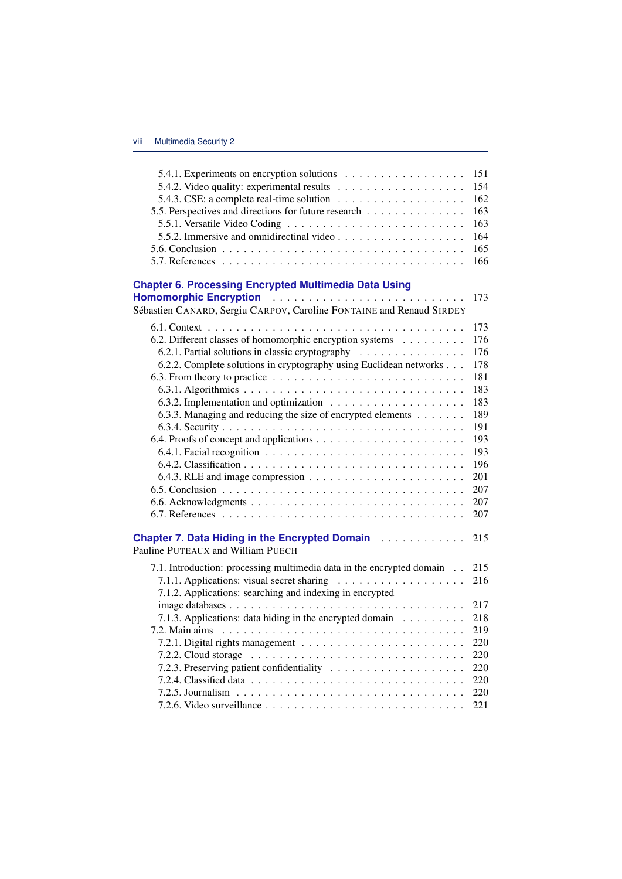5.4.1. Experiments on encryption solutions . . . . . . . . . . . . . . . . . 151
5.4.2. Video quality: experimental results . . . . . . . . . . . . . . . . . 154
5.4.3. CSE: a complete real-time solution . . . . . . . . . . . . . . . . . 162
5.5. Perspectives and directions for future research . . . . . . . . . . . . . 163
5.5.1. Versatile Video Coding . . . . . . . . . . . . . . . . . . . . . . . . 163
5.5.2. Immersive and omnidirectinal video . . . . . . . . . . . . . . . . . 164
5.6. Conclusion . . . . . . . . . . . . . . . . . . . . . . . . . . . . . . . . 165
5.7. References . . . . . . . . . . . . . . . . . . . . . . . . . . . . . . . . 166

**Chapter 6. Processing Encrypted Multimedia Data Using Homomorphic Encryption** . . . . . . . . . . . . . . . . . . . . . . . . . . 173
Sébastien CANARD, Sergiu CARPOV, Caroline FONTAINE and Renaud SIRDEY

6.1. Context . . . . . . . . . . . . . . . . . . . . . . . . . . . . . . . . . . 173
6.2. Different classes of homomorphic encryption systems . . . . . . . . . 176
6.2.1. Partial solutions in classic cryptography . . . . . . . . . . . . . . 176
6.2.2. Complete solutions in cryptography using Euclidean networks . . . 178
6.3. From theory to practice . . . . . . . . . . . . . . . . . . . . . . . . . 181
6.3.1. Algorithmics . . . . . . . . . . . . . . . . . . . . . . . . . . . . . 183
6.3.2. Implementation and optimization . . . . . . . . . . . . . . . . . . 183
6.3.3. Managing and reducing the size of encrypted elements . . . . . . . 189
6.3.4. Security . . . . . . . . . . . . . . . . . . . . . . . . . . . . . . . . 191
6.4. Proofs of concept and applications . . . . . . . . . . . . . . . . . . . 193
6.4.1. Facial recognition . . . . . . . . . . . . . . . . . . . . . . . . . . 193
6.4.2. Classification . . . . . . . . . . . . . . . . . . . . . . . . . . . . . 196
6.4.3. RLE and image compression . . . . . . . . . . . . . . . . . . . . . 201
6.5. Conclusion . . . . . . . . . . . . . . . . . . . . . . . . . . . . . . . . 207
6.6. Acknowledgments . . . . . . . . . . . . . . . . . . . . . . . . . . . . 207
6.7. References . . . . . . . . . . . . . . . . . . . . . . . . . . . . . . . . 207

**Chapter 7. Data Hiding in the Encrypted Domain** . . . . . . . . . . . . 215
Pauline PUTEAUX and William PUECH

7.1. Introduction: processing multimedia data in the encrypted domain . . 215
7.1.1. Applications: visual secret sharing . . . . . . . . . . . . . . . . . 216
7.1.2. Applications: searching and indexing in encrypted image databases . . . . . . . . . . . . . . . . . . . . . . . . . . . . . . . . 217
7.1.3. Applications: data hiding in the encrypted domain . . . . . . . . . 218
7.2. Main aims . . . . . . . . . . . . . . . . . . . . . . . . . . . . . . . . 219
7.2.1. Digital rights management . . . . . . . . . . . . . . . . . . . . . . 220
7.2.2. Cloud storage . . . . . . . . . . . . . . . . . . . . . . . . . . . . . 220
7.2.3. Preserving patient confidentiality . . . . . . . . . . . . . . . . . . 220
7.2.4. Classified data . . . . . . . . . . . . . . . . . . . . . . . . . . . . 220
7.2.5. Journalism . . . . . . . . . . . . . . . . . . . . . . . . . . . . . . . 220
7.2.6. Video surveillance . . . . . . . . . . . . . . . . . . . . . . . . . . . 221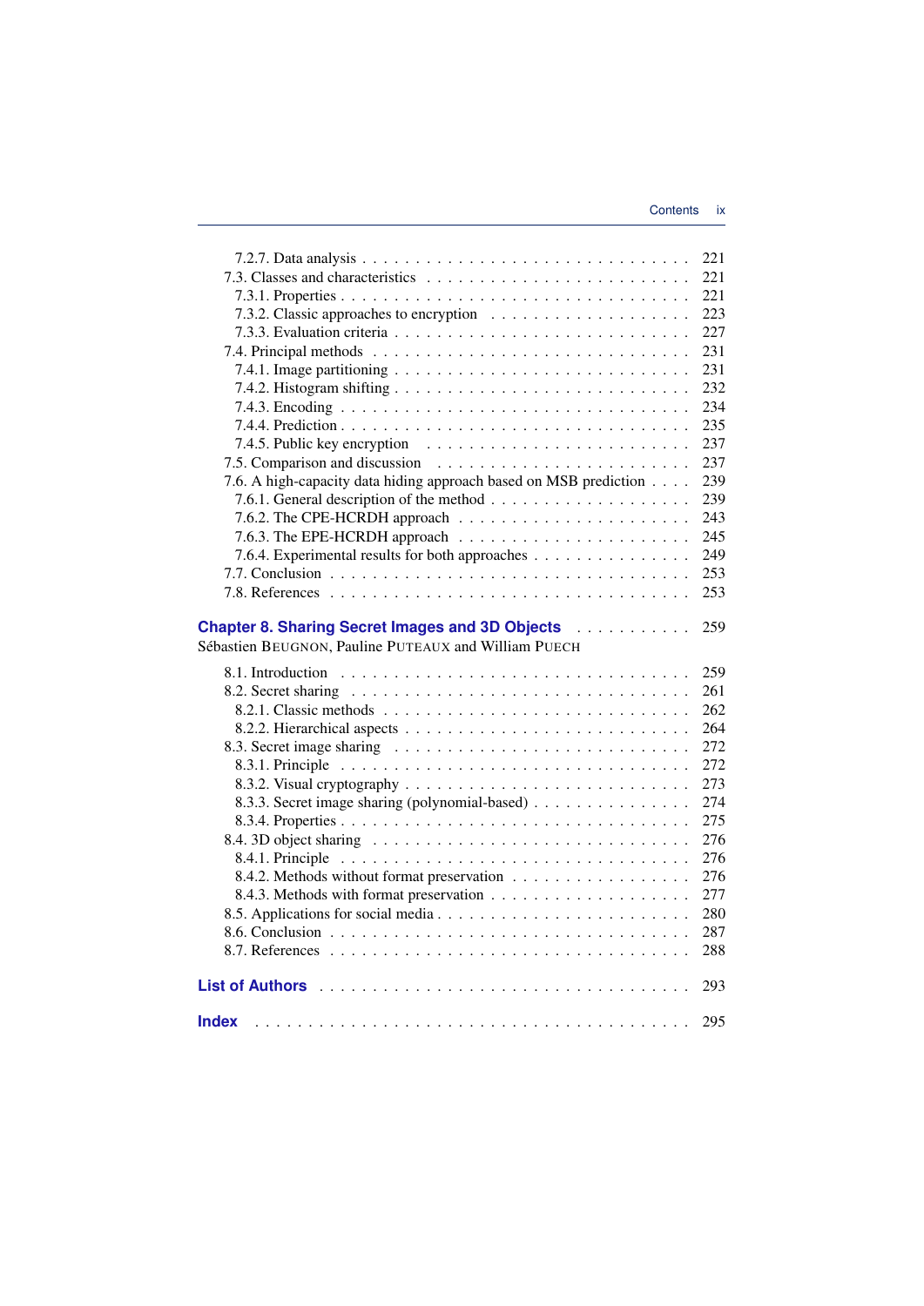7.2.7. Data analysis . . . . . . . . . . . . . . . . . . . . . . . . . . . . 221
7.3. Classes and characteristics . . . . . . . . . . . . . . . . . . . . . . . 221
7.3.1. Properties . . . . . . . . . . . . . . . . . . . . . . . . . . . . . 221
7.3.2. Classic approaches to encryption . . . . . . . . . . . . . . . . . 223
7.3.3. Evaluation criteria . . . . . . . . . . . . . . . . . . . . . . . . 227
7.4. Principal methods . . . . . . . . . . . . . . . . . . . . . . . . . . 231
7.4.1. Image partitioning . . . . . . . . . . . . . . . . . . . . . . . . 231
7.4.2. Histogram shifting . . . . . . . . . . . . . . . . . . . . . . . . 232
7.4.3. Encoding . . . . . . . . . . . . . . . . . . . . . . . . . . . . . 234
7.4.4. Prediction . . . . . . . . . . . . . . . . . . . . . . . . . . . . . 235
7.4.5. Public key encryption . . . . . . . . . . . . . . . . . . . . . . 237
7.5. Comparison and discussion . . . . . . . . . . . . . . . . . . . . . 237
7.6. A high-capacity data hiding approach based on MSB prediction . . . . 239
7.6.1. General description of the method . . . . . . . . . . . . . . . . 239
7.6.2. The CPE-HCRDH approach . . . . . . . . . . . . . . . . . . . 243
7.6.3. The EPE-HCRDH approach . . . . . . . . . . . . . . . . . . . 245
7.6.4. Experimental results for both approaches . . . . . . . . . . . . 249
7.7. Conclusion . . . . . . . . . . . . . . . . . . . . . . . . . . . . . . 253
7.8. References . . . . . . . . . . . . . . . . . . . . . . . . . . . . . . 253

**Chapter 8. Sharing Secret Images and 3D Objects** . . . . . . . . . . . 259
Sébastien BEUGNON, Pauline PUTEAUX and William PUECH

8.1. Introduction . . . . . . . . . . . . . . . . . . . . . . . . . . . . . . 259
8.2. Secret sharing . . . . . . . . . . . . . . . . . . . . . . . . . . . . . 261
8.2.1. Classic methods . . . . . . . . . . . . . . . . . . . . . . . . . . 262
8.2.2. Hierarchical aspects . . . . . . . . . . . . . . . . . . . . . . . . 264
8.3. Secret image sharing . . . . . . . . . . . . . . . . . . . . . . . . . 272
8.3.1. Principle . . . . . . . . . . . . . . . . . . . . . . . . . . . . . . 272
8.3.2. Visual cryptography . . . . . . . . . . . . . . . . . . . . . . . . 273
8.3.3. Secret image sharing (polynomial-based) . . . . . . . . . . . . . 274
8.3.4. Properties . . . . . . . . . . . . . . . . . . . . . . . . . . . . . 275
8.4. 3D object sharing . . . . . . . . . . . . . . . . . . . . . . . . . . . 276
8.4.1. Principle . . . . . . . . . . . . . . . . . . . . . . . . . . . . . . 276
8.4.2. Methods without format preservation . . . . . . . . . . . . . . . 276
8.4.3. Methods with format preservation . . . . . . . . . . . . . . . . . 277
8.5. Applications for social media . . . . . . . . . . . . . . . . . . . . . 280
8.6. Conclusion . . . . . . . . . . . . . . . . . . . . . . . . . . . . . . 287
8.7. References . . . . . . . . . . . . . . . . . . . . . . . . . . . . . . 288

**List of Authors** . . . . . . . . . . . . . . . . . . . . . . . . . . . . . 293

**Index** . . . . . . . . . . . . . . . . . . . . . . . . . . . . . . . . . . 295